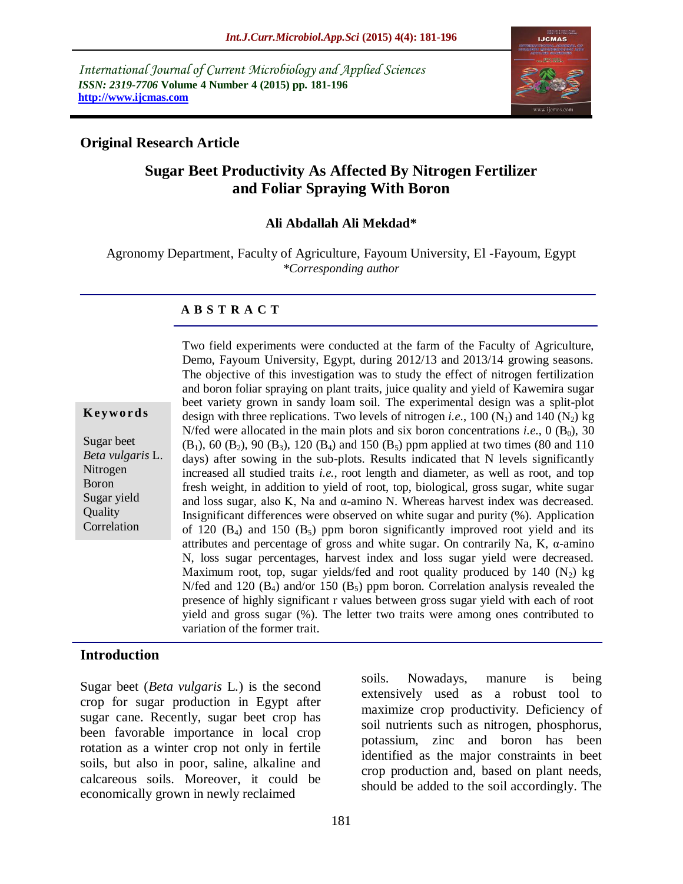International Journal of Current Microbiology and Applied Sciences
*ISSN: 2319-7706* **Volume 4 Number 4 (2015) pp. 181-196**
**http://www.ijcmas.com**

**Original Research Article**

# Sugar Beet Productivity As Affected By Nitrogen Fertilizer and Foliar Spraying With Boron

**Ali Abdallah Ali Mekdad***

Agronomy Department, Faculty of Agriculture, Fayoum University, El -Fayoum, Egypt
*\*Corresponding author*

## ABSTRACT

**Keywords**

Sugar beet
*Beta vulgaris* L.
Nitrogen
Boron
Sugar yield
Quality
Correlation

Two field experiments were conducted at the farm of the Faculty of Agriculture, Demo, Fayoum University, Egypt, during 2012/13 and 2013/14 growing seasons. The objective of this investigation was to study the effect of nitrogen fertilization and boron foliar spraying on plant traits, juice quality and yield of Kawemira sugar beet variety grown in sandy loam soil. The experimental design was a split-plot design with three replications. Two levels of nitrogen *i.e.*, 100 ($N_1$) and 140 ($N_2$) kg N/fed were allocated in the main plots and six boron concentrations *i.e.*, 0 ($B_0$), 30 ($B_1$), 60 ($B_2$), 90 ($B_3$), 120 ($B_4$) and 150 ($B_5$) ppm applied at two times (80 and 110 days) after sowing in the sub-plots. Results indicated that N levels significantly increased all studied traits *i.e.*, root length and diameter, as well as root, and top fresh weight, in addition to yield of root, top, biological, gross sugar, white sugar and loss sugar, also K, Na and α-amino N. Whereas harvest index was decreased. Insignificant differences were observed on white sugar and purity (%). Application of 120 ($B_4$) and 150 ($B_5$) ppm boron significantly improved root yield and its attributes and percentage of gross and white sugar. On contrarily Na, K, α-amino N, loss sugar percentages, harvest index and loss sugar yield were decreased. Maximum root, top, sugar yields/fed and root quality produced by 140 ($N_2$) kg N/fed and 120 ($B_4$) and/or 150 ($B_5$) ppm boron. Correlation analysis revealed the presence of highly significant r values between gross sugar yield with each of root yield and gross sugar (%). The letter two traits were among ones contributed to variation of the former trait.

## Introduction

Sugar beet (*Beta vulgaris* L.) is the second crop for sugar production in Egypt after sugar cane. Recently, sugar beet crop has been favorable importance in local crop rotation as a winter crop not only in fertile soils, but also in poor, saline, alkaline and calcareous soils. Moreover, it could be economically grown in newly reclaimed soils. Nowadays, manure is being extensively used as a robust tool to maximize crop productivity. Deficiency of soil nutrients such as nitrogen, phosphorus, potassium, zinc and boron has been identified as the major constraints in beet crop production and, based on plant needs, should be added to the soil accordingly. The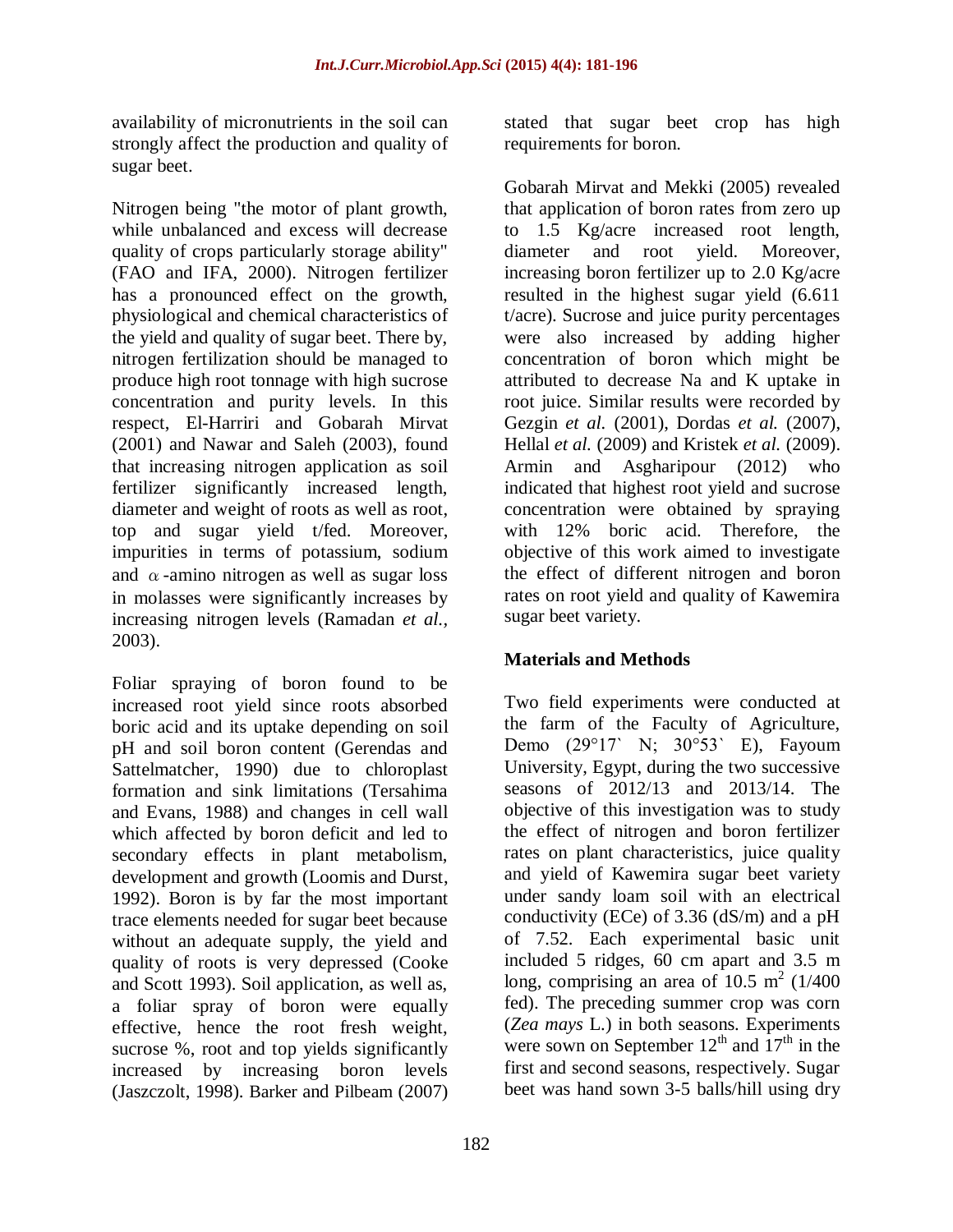availability of micronutrients in the soil can strongly affect the production and quality of sugar beet.

Nitrogen being "the motor of plant growth, while unbalanced and excess will decrease quality of crops particularly storage ability" (FAO and IFA, 2000). Nitrogen fertilizer has a pronounced effect on the growth, physiological and chemical characteristics of the yield and quality of sugar beet. There by, nitrogen fertilization should be managed to produce high root tonnage with high sucrose concentration and purity levels. In this respect, El-Harriri and Gobarah Mirvat (2001) and Nawar and Saleh (2003), found that increasing nitrogen application as soil fertilizer significantly increased length, diameter and weight of roots as well as root, top and sugar yield t/fed. Moreover, impurities in terms of potassium, sodium and $\alpha$-amino nitrogen as well as sugar loss in molasses were significantly increases by increasing nitrogen levels (Ramadan *et al.,* 2003).

Foliar spraying of boron found to be increased root yield since roots absorbed boric acid and its uptake depending on soil pH and soil boron content (Gerendas and Sattelmatcher, 1990) due to chloroplast formation and sink limitations (Tersahima and Evans, 1988) and changes in cell wall which affected by boron deficit and led to secondary effects in plant metabolism, development and growth (Loomis and Durst, 1992). Boron is by far the most important trace elements needed for sugar beet because without an adequate supply, the yield and quality of roots is very depressed (Cooke and Scott 1993). Soil application, as well as, a foliar spray of boron were equally effective, hence the root fresh weight, sucrose %, root and top yields significantly increased by increasing boron levels (Jaszczolt, 1998). Barker and Pilbeam (2007) stated that sugar beet crop has high requirements for boron.

Gobarah Mirvat and Mekki (2005) revealed that application of boron rates from zero up to 1.5 Kg/acre increased root length, diameter and root yield. Moreover, increasing boron fertilizer up to 2.0 Kg/acre resulted in the highest sugar yield (6.611 t/acre). Sucrose and juice purity percentages were also increased by adding higher concentration of boron which might be attributed to decrease Na and K uptake in root juice. Similar results were recorded by Gezgin *et al.* (2001), Dordas *et al.* (2007), Hellal *et al.* (2009) and Kristek *et al.* (2009). Armin and Asgharipour (2012) who indicated that highest root yield and sucrose concentration were obtained by spraying with 12% boric acid. Therefore, the objective of this work aimed to investigate the effect of different nitrogen and boron rates on root yield and quality of Kawemira sugar beet variety.

## Materials and Methods

Two field experiments were conducted at the farm of the Faculty of Agriculture, Demo (29°17` N; 30°53` E), Fayoum University, Egypt, during the two successive seasons of 2012/13 and 2013/14. The objective of this investigation was to study the effect of nitrogen and boron fertilizer rates on plant characteristics, juice quality and yield of Kawemira sugar beet variety under sandy loam soil with an electrical conductivity (ECe) of 3.36 (dS/m) and a pH of 7.52. Each experimental basic unit included 5 ridges, 60 cm apart and 3.5 m long, comprising an area of 10.5 $m^2$ (1/400 fed). The preceding summer crop was corn (*Zea mays* L.) in both seasons. Experiments were sown on September $12^{th}$ and $17^{th}$ in the first and second seasons, respectively. Sugar beet was hand sown 3-5 balls/hill using dry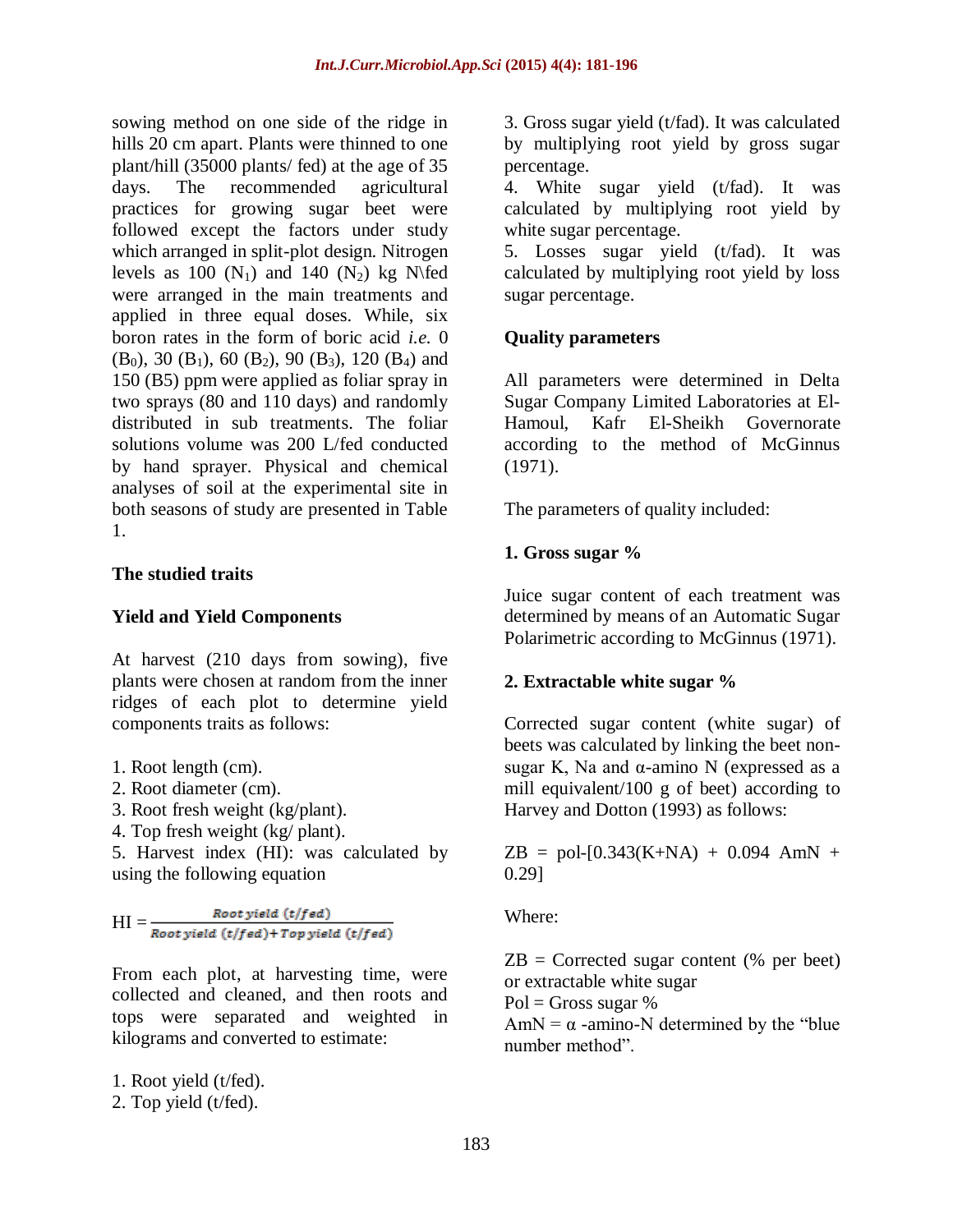sowing method on one side of the ridge in hills 20 cm apart. Plants were thinned to one plant/hill (35000 plants/ fed) at the age of 35 days. The recommended agricultural practices for growing sugar beet were followed except the factors under study which arranged in split-plot design. Nitrogen levels as 100 ($N_1$) and 140 ($N_2$) kg N\fed were arranged in the main treatments and applied in three equal doses. While, six boron rates in the form of boric acid *i.e.* 0 ($B_0$), 30 ($B_1$), 60 ($B_2$), 90 ($B_3$), 120 ($B_4$) and 150 (B5) ppm were applied as foliar spray in two sprays (80 and 110 days) and randomly distributed in sub treatments. The foliar solutions volume was 200 L/fed conducted by hand sprayer. Physical and chemical analyses of soil at the experimental site in both seasons of study are presented in Table 1.

## The studied traits

### Yield and Yield Components

At harvest (210 days from sowing), five plants were chosen at random from the inner ridges of each plot to determine yield components traits as follows:

1. Root length (cm).
2. Root diameter (cm).
3. Root fresh weight (kg/plant).
4. Top fresh weight (kg/ plant).
5. Harvest index (HI): was calculated by using the following equation

$$HI = \frac{Root\ yield\ (t/fed)}{Root\ yield\ (t/fed) + Top\ yield\ (t/fed)}$$

From each plot, at harvesting time, were collected and cleaned, and then roots and tops were separated and weighted in kilograms and converted to estimate:

1. Root yield (t/fed).
2. Top yield (t/fed).
3. Gross sugar yield (t/fad). It was calculated by multiplying root yield by gross sugar percentage.
4. White sugar yield (t/fad). It was calculated by multiplying root yield by white sugar percentage.
5. Losses sugar yield (t/fad). It was calculated by multiplying root yield by loss sugar percentage.

### Quality parameters

All parameters were determined in Delta Sugar Company Limited Laboratories at El-Hamoul, Kafr El-Sheikh Governorate according to the method of McGinnus (1971).

The parameters of quality included:

**1. Gross sugar %**

Juice sugar content of each treatment was determined by means of an Automatic Sugar Polarimetric according to McGinnus (1971).

**2. Extractable white sugar %**

Corrected sugar content (white sugar) of beets was calculated by linking the beet non-sugar K, Na and α-amino N (expressed as a mill equivalent/100 g of beet) according to Harvey and Dotton (1993) as follows:

$$ZB = pol - [0.343(K+NA) + 0.094\ AmN + 0.29]$$

Where:

ZB = Corrected sugar content (% per beet) or extractable white sugar  
Pol = Gross sugar %  
AmN = α -amino-N determined by the "blue number method".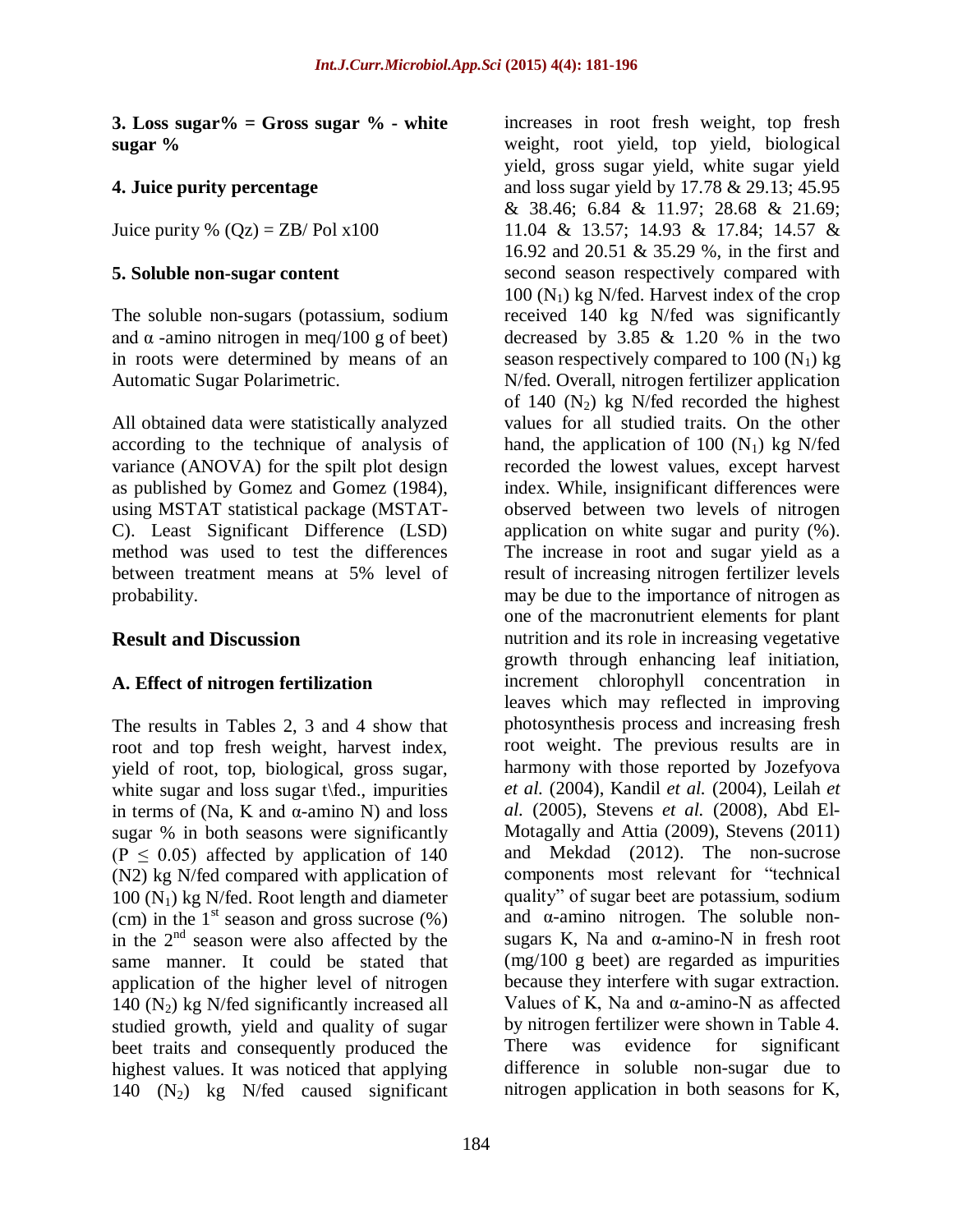**3. Loss sugar% = Gross sugar % - white sugar %**

**4. Juice purity percentage**

Juice purity % (Qz) = ZB/ Pol x100

**5. Soluble non-sugar content**

The soluble non-sugars (potassium, sodium and α -amino nitrogen in meq/100 g of beet) in roots were determined by means of an Automatic Sugar Polarimetric.

All obtained data were statistically analyzed according to the technique of analysis of variance (ANOVA) for the spilt plot design as published by Gomez and Gomez (1984), using MSTAT statistical package (MSTAT-C). Least Significant Difference (LSD) method was used to test the differences between treatment means at 5% level of probability.

## Result and Discussion

### A. Effect of nitrogen fertilization

The results in Tables 2, 3 and 4 show that root and top fresh weight, harvest index, yield of root, top, biological, gross sugar, white sugar and loss sugar t\fed., impurities in terms of (Na, K and α-amino N) and loss sugar % in both seasons were significantly ($P \leq 0.05$) affected by application of 140 (N2) kg N/fed compared with application of 100 ($N_1$) kg N/fed. Root length and diameter (cm) in the 1st season and gross sucrose (%) in the 2nd season were also affected by the same manner. It could be stated that application of the higher level of nitrogen 140 ($N_2$) kg N/fed significantly increased all studied growth, yield and quality of sugar beet traits and consequently produced the highest values. It was noticed that applying 140 ($N_2$) kg N/fed caused significant increases in root fresh weight, top fresh weight, root yield, top yield, biological yield, gross sugar yield, white sugar yield and loss sugar yield by 17.78 & 29.13; 45.95 & 38.46; 6.84 & 11.97; 28.68 & 21.69; 11.04 & 13.57; 14.93 & 17.84; 14.57 & 16.92 and 20.51 & 35.29 %, in the first and second season respectively compared with 100 ($N_1$) kg N/fed. Harvest index of the crop received 140 kg N/fed was significantly decreased by 3.85 & 1.20 % in the two season respectively compared to 100 ($N_1$) kg N/fed. Overall, nitrogen fertilizer application of 140 ($N_2$) kg N/fed recorded the highest values for all studied traits. On the other hand, the application of 100 ($N_1$) kg N/fed recorded the lowest values, except harvest index. While, insignificant differences were observed between two levels of nitrogen application on white sugar and purity (%). The increase in root and sugar yield as a result of increasing nitrogen fertilizer levels may be due to the importance of nitrogen as one of the macronutrient elements for plant nutrition and its role in increasing vegetative growth through enhancing leaf initiation, increment chlorophyll concentration in leaves which may reflected in improving photosynthesis process and increasing fresh root weight. The previous results are in harmony with those reported by Jozefyova *et al.* (2004), Kandil *et al.* (2004), Leilah *et al.* (2005), Stevens *et al.* (2008), Abd El-Motagally and Attia (2009), Stevens (2011) and Mekdad (2012). The non-sucrose components most relevant for "technical quality" of sugar beet are potassium, sodium and α-amino nitrogen. The soluble non-sugars K, Na and α-amino-N in fresh root (mg/100 g beet) are regarded as impurities because they interfere with sugar extraction. Values of K, Na and α-amino-N as affected by nitrogen fertilizer were shown in Table 4. There was evidence for significant difference in soluble non-sugar due to nitrogen application in both seasons for K,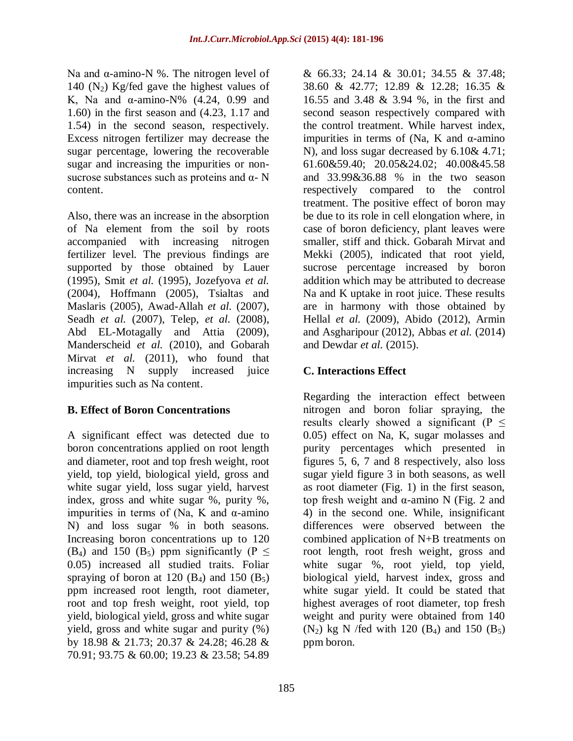Na and α-amino-N %. The nitrogen level of 140 ($N_2$) Kg/fed gave the highest values of K, Na and α-amino-N% (4.24, 0.99 and 1.60) in the first season and (4.23, 1.17 and 1.54) in the second season, respectively. Excess nitrogen fertilizer may decrease the sugar percentage, lowering the recoverable sugar and increasing the impurities or non-sucrose substances such as proteins and α- N content.

Also, there was an increase in the absorption of Na element from the soil by roots accompanied with increasing nitrogen fertilizer level. The previous findings are supported by those obtained by Lauer (1995), Smit *et al.* (1995), Jozefyova *et al.* (2004), Hoffmann (2005), Tsialtas and Maslaris (2005), Awad-Allah *et al.* (2007), Seadh *et al.* (2007), Telep, *et al.* (2008), Abd EL-Motagally and Attia (2009), Manderscheid *et al.* (2010), and Gobarah Mirvat *et al.* (2011), who found that increasing N supply increased juice impurities such as Na content.

### B. Effect of Boron Concentrations

A significant effect was detected due to boron concentrations applied on root length and diameter, root and top fresh weight, root yield, top yield, biological yield, gross and white sugar yield, loss sugar yield, harvest index, gross and white sugar %, purity %, impurities in terms of (Na, K and α-amino N) and loss sugar % in both seasons. Increasing boron concentrations up to 120 ($B_4$) and 150 ($B_5$) ppm significantly ($P \leq 0.05$) increased all studied traits. Foliar spraying of boron at 120 ($B_4$) and 150 ($B_5$) ppm increased root length, root diameter, root and top fresh weight, root yield, top yield, biological yield, gross and white sugar yield, gross and white sugar and purity (%) by 18.98 & 21.73; 20.37 & 24.28; 46.28 & 70.91; 93.75 & 60.00; 19.23 & 23.58; 54.89 & 66.33; 24.14 & 30.01; 34.55 & 37.48; 38.60 & 42.77; 12.89 & 12.28; 16.35 & 16.55 and 3.48 & 3.94 %, in the first and second season respectively compared with the control treatment. While harvest index, impurities in terms of (Na, K and α-amino N), and loss sugar decreased by 6.10& 4.71; 61.60&59.40; 20.05&24.02; 40.00&45.58 and 33.99&36.88 % in the two season respectively compared to the control treatment. The positive effect of boron may be due to its role in cell elongation where, in case of boron deficiency, plant leaves were smaller, stiff and thick. Gobarah Mirvat and Mekki (2005), indicated that root yield, sucrose percentage increased by boron addition which may be attributed to decrease Na and K uptake in root juice. These results are in harmony with those obtained by Hellal *et al.* (2009), Abido (2012), Armin and Asgharipour (2012), Abbas *et al.* (2014) and Dewdar *et al.* (2015).

### C. Interactions Effect

Regarding the interaction effect between nitrogen and boron foliar spraying, the results clearly showed a significant ($P \leq 0.05$) effect on Na, K, sugar molasses and purity percentages which presented in figures 5, 6, 7 and 8 respectively, also loss sugar yield figure 3 in both seasons, as well as root diameter (Fig. 1) in the first season, top fresh weight and α-amino N (Fig. 2 and 4) in the second one. While, insignificant differences were observed between the combined application of N+B treatments on root length, root fresh weight, gross and white sugar %, root yield, top yield, biological yield, harvest index, gross and white sugar yield. It could be stated that highest averages of root diameter, top fresh weight and purity were obtained from 140 ($N_2$) kg N /fed with 120 ($B_4$) and 150 ($B_5$) ppm boron.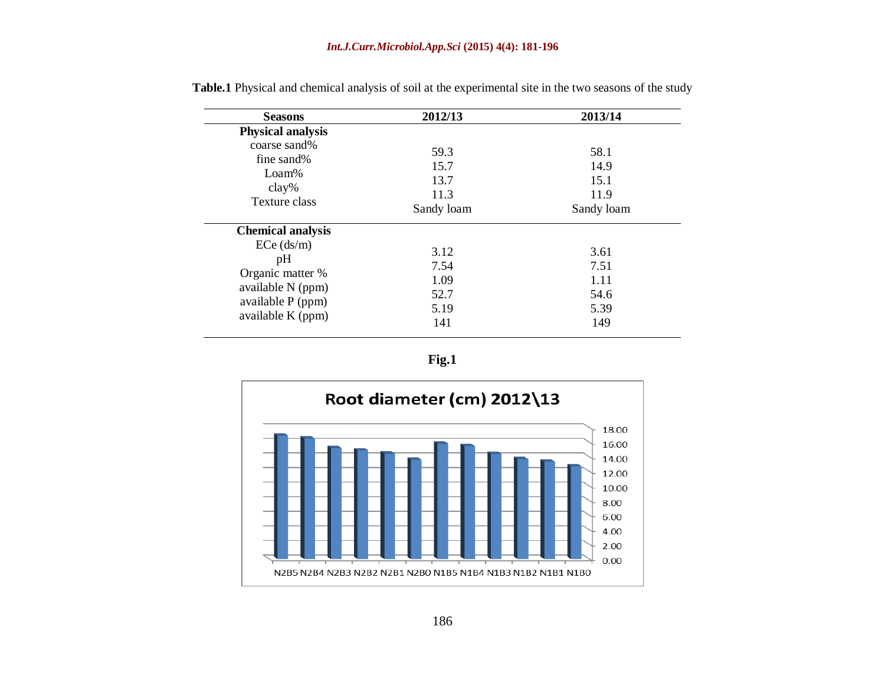**Table.1** Physical and chemical analysis of soil at the experimental site in the two seasons of the study

| Seasons | 2012/13 | 2013/14 |
|---|---|---|
| **Physical analysis** | | |
| coarse sand% | 59.3 | 58.1 |
| fine sand% | 15.7 | 14.9 |
| Loam% | 13.7 | 15.1 |
| clay% | 11.3 | 11.9 |
| Texture class | Sandy loam | Sandy loam |
| **Chemical analysis** | | |
| ECe (ds/m) | 3.12 | 3.61 |
| pH | 7.54 | 7.51 |
| Organic matter % | 1.09 | 1.11 |
| available N (ppm) | 52.7 | 54.6 |
| available P (ppm) | 5.19 | 5.39 |
| available K (ppm) | 141 | 149 |

**Fig.1**

Root diameter (cm) 2012\13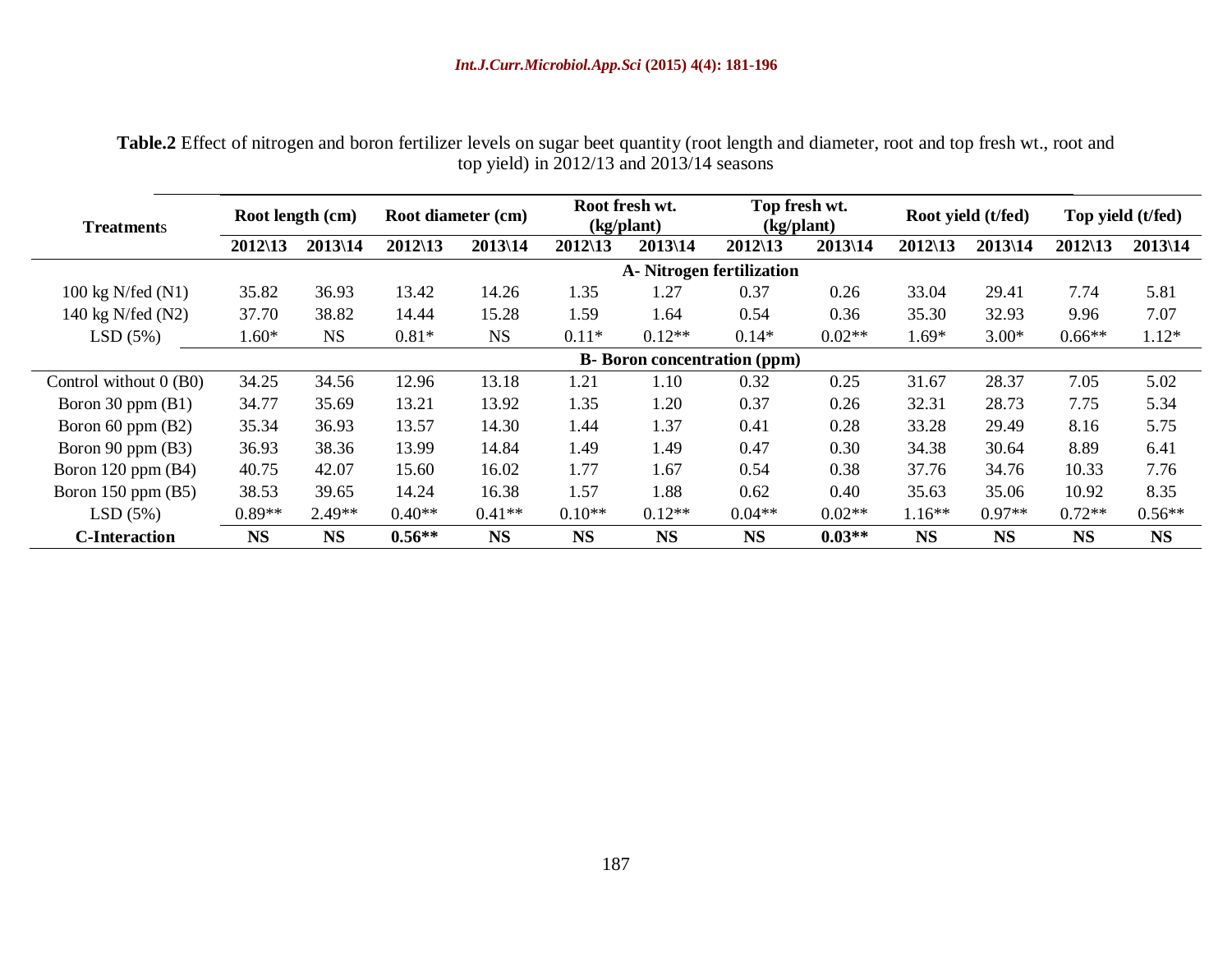**Table.2** Effect of nitrogen and boron fertilizer levels on sugar beet quantity (root length and diameter, root and top fresh wt., root and top yield) in 2012/13 and 2013/14 seasons

| Treatments | Root length (cm) | | Root diameter (cm) | | Root fresh wt. (kg/plant) | | Top fresh wt. (kg/plant) | | Root yield (t/fed) | | Top yield (t/fed) | |
|---|---|---|---|---|---|---|---|---|---|---|---|---|
| | 2012\13 | 2013\14 | 2012\13 | 2013\14 | 2012\13 | 2013\14 | 2012\13 | 2013\14 | 2012\13 | 2013\14 | 2012\13 | 2013\14 |
| **A- Nitrogen fertilization** | | | | | | | | | | | | |
| 100 kg N/fed (N1) | 35.82 | 36.93 | 13.42 | 14.26 | 1.35 | 1.27 | 0.37 | 0.26 | 33.04 | 29.41 | 7.74 | 5.81 |
| 140 kg N/fed (N2) | 37.70 | 38.82 | 14.44 | 15.28 | 1.59 | 1.64 | 0.54 | 0.36 | 35.30 | 32.93 | 9.96 | 7.07 |
| LSD (5%) | 1.60* | NS | 0.81* | NS | 0.11* | 0.12** | 0.14* | 0.02** | 1.69* | 3.00* | 0.66** | 1.12* |
| **B- Boron concentration (ppm)** | | | | | | | | | | | | |
| Control without 0 (B0) | 34.25 | 34.56 | 12.96 | 13.18 | 1.21 | 1.10 | 0.32 | 0.25 | 31.67 | 28.37 | 7.05 | 5.02 |
| Boron 30 ppm (B1) | 34.77 | 35.69 | 13.21 | 13.92 | 1.35 | 1.20 | 0.37 | 0.26 | 32.31 | 28.73 | 7.75 | 5.34 |
| Boron 60 ppm (B2) | 35.34 | 36.93 | 13.57 | 14.30 | 1.44 | 1.37 | 0.41 | 0.28 | 33.28 | 29.49 | 8.16 | 5.75 |
| Boron 90 ppm (B3) | 36.93 | 38.36 | 13.99 | 14.84 | 1.49 | 1.49 | 0.47 | 0.30 | 34.38 | 30.64 | 8.89 | 6.41 |
| Boron 120 ppm (B4) | 40.75 | 42.07 | 15.60 | 16.02 | 1.77 | 1.67 | 0.54 | 0.38 | 37.76 | 34.76 | 10.33 | 7.76 |
| Boron 150 ppm (B5) | 38.53 | 39.65 | 14.24 | 16.38 | 1.57 | 1.88 | 0.62 | 0.40 | 35.63 | 35.06 | 10.92 | 8.35 |
| LSD (5%) | 0.89** | 2.49** | 0.40** | 0.41** | 0.10** | 0.12** | 0.04** | 0.02** | 1.16** | 0.97** | 0.72** | 0.56** |
| **C-Interaction** | **NS** | **NS** | **0.56**** | **NS** | **NS** | **NS** | **NS** | **0.03**** | **NS** | **NS** | **NS** | **NS** |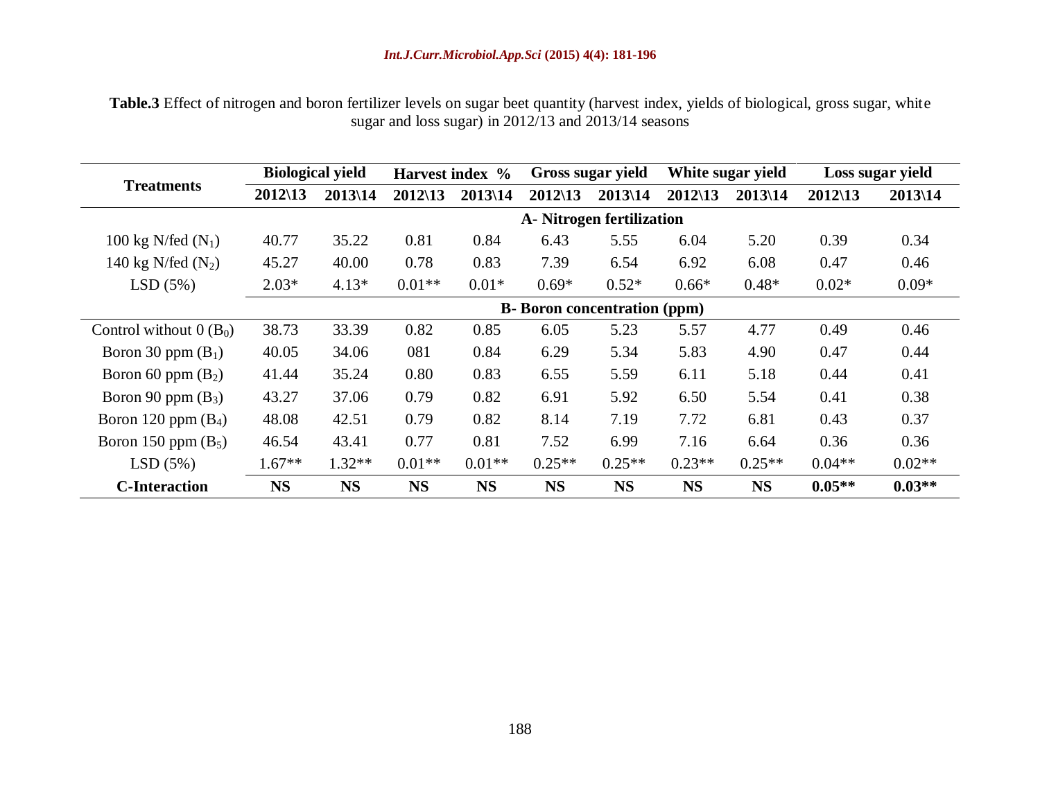**Table.3** Effect of nitrogen and boron fertilizer levels on sugar beet quantity (harvest index, yields of biological, gross sugar, white sugar and loss sugar) in 2012/13 and 2013/14 seasons

| Treatments | Biological yield | | Harvest index % | | Gross sugar yield | | White sugar yield | | Loss sugar yield | |
|---|---|---|---|---|---|---|---|---|---|---|
| | 2012\13 | 2013\14 | 2012\13 | 2013\14 | 2012\13 | 2013\14 | 2012\13 | 2013\14 | 2012\13 | 2013\14 |
| | **A- Nitrogen fertilization** | | | | | | | | | |
| 100 kg N/fed ($N_1$) | 40.77 | 35.22 | 0.81 | 0.84 | 6.43 | 5.55 | 6.04 | 5.20 | 0.39 | 0.34 |
| 140 kg N/fed ($N_2$) | 45.27 | 40.00 | 0.78 | 0.83 | 7.39 | 6.54 | 6.92 | 6.08 | 0.47 | 0.46 |
| LSD (5%) | 2.03* | 4.13* | 0.01** | 0.01* | 0.69* | 0.52* | 0.66* | 0.48* | 0.02* | 0.09* |
| | **B- Boron concentration (ppm)** | | | | | | | | | |
| Control without 0 ($B_0$) | 38.73 | 33.39 | 0.82 | 0.85 | 6.05 | 5.23 | 5.57 | 4.77 | 0.49 | 0.46 |
| Boron 30 ppm ($B_1$) | 40.05 | 34.06 | 081 | 0.84 | 6.29 | 5.34 | 5.83 | 4.90 | 0.47 | 0.44 |
| Boron 60 ppm ($B_2$) | 41.44 | 35.24 | 0.80 | 0.83 | 6.55 | 5.59 | 6.11 | 5.18 | 0.44 | 0.41 |
| Boron 90 ppm ($B_3$) | 43.27 | 37.06 | 0.79 | 0.82 | 6.91 | 5.92 | 6.50 | 5.54 | 0.41 | 0.38 |
| Boron 120 ppm ($B_4$) | 48.08 | 42.51 | 0.79 | 0.82 | 8.14 | 7.19 | 7.72 | 6.81 | 0.43 | 0.37 |
| Boron 150 ppm ($B_5$) | 46.54 | 43.41 | 0.77 | 0.81 | 7.52 | 6.99 | 7.16 | 6.64 | 0.36 | 0.36 |
| LSD (5%) | 1.67** | 1.32** | 0.01** | 0.01** | 0.25** | 0.25** | 0.23** | 0.25** | 0.04** | 0.02** |
| **C-Interaction** | **NS** | **NS** | **NS** | **NS** | **NS** | **NS** | **NS** | **NS** | **0.05**** | **0.03**** |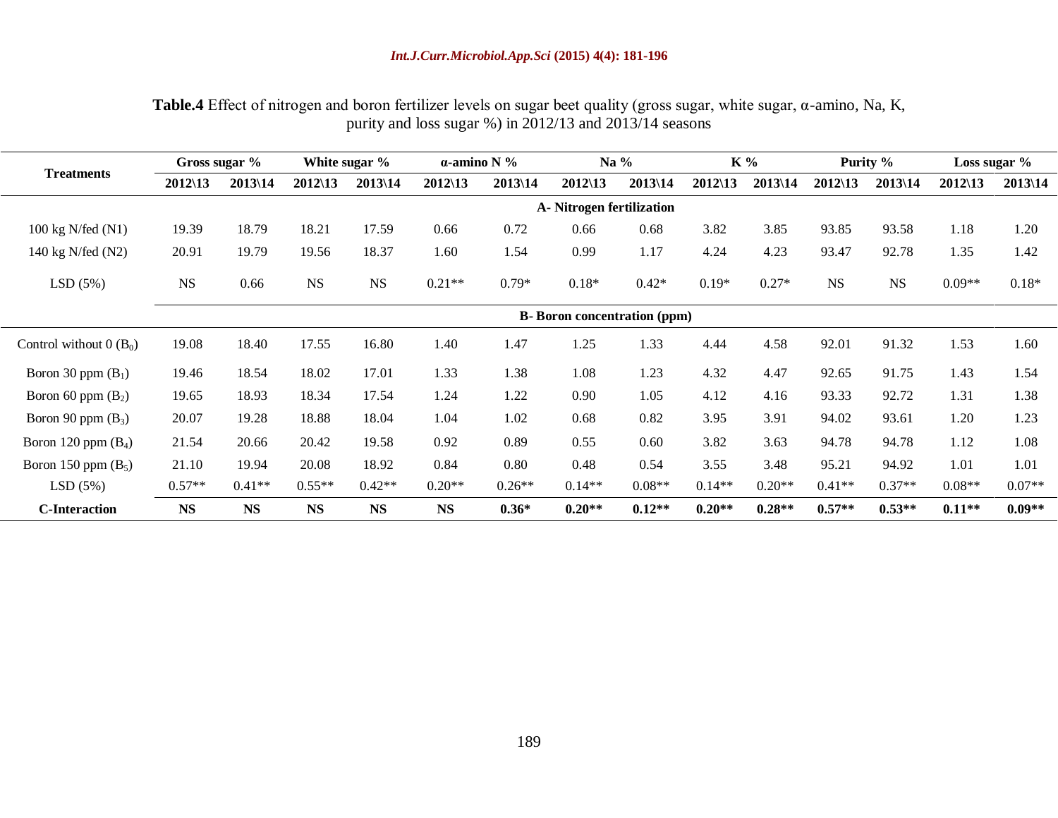**Table.4** Effect of nitrogen and boron fertilizer levels on sugar beet quality (gross sugar, white sugar, α-amino, Na, K, purity and loss sugar %) in 2012/13 and 2013/14 seasons

| Treatments | Gross sugar % | | White sugar % | | α-amino N % | | Na % | | K % | | Purity % | | Loss sugar % | |
|---|---|---|---|---|---|---|---|---|---|---|---|---|---|---|
| | 2012\13 | 2013\14 | 2012\13 | 2013\14 | 2012\13 | 2013\14 | 2012\13 | 2013\14 | 2012\13 | 2013\14 | 2012\13 | 2013\14 | 2012\13 | 2013\14 |
| **A- Nitrogen fertilization** | | | | | | | | | | | | | | |
| 100 kg N/fed (N1) | 19.39 | 18.79 | 18.21 | 17.59 | 0.66 | 0.72 | 0.66 | 0.68 | 3.82 | 3.85 | 93.85 | 93.58 | 1.18 | 1.20 |
| 140 kg N/fed (N2) | 20.91 | 19.79 | 19.56 | 18.37 | 1.60 | 1.54 | 0.99 | 1.17 | 4.24 | 4.23 | 93.47 | 92.78 | 1.35 | 1.42 |
| LSD (5%) | NS | 0.66 | NS | NS | 0.21** | 0.79* | 0.18* | 0.42* | 0.19* | 0.27* | NS | NS | 0.09** | 0.18* |
| **B- Boron concentration (ppm)** | | | | | | | | | | | | | | |
| Control without 0 ($B_0$) | 19.08 | 18.40 | 17.55 | 16.80 | 1.40 | 1.47 | 1.25 | 1.33 | 4.44 | 4.58 | 92.01 | 91.32 | 1.53 | 1.60 |
| Boron 30 ppm ($B_1$) | 19.46 | 18.54 | 18.02 | 17.01 | 1.33 | 1.38 | 1.08 | 1.23 | 4.32 | 4.47 | 92.65 | 91.75 | 1.43 | 1.54 |
| Boron 60 ppm ($B_2$) | 19.65 | 18.93 | 18.34 | 17.54 | 1.24 | 1.22 | 0.90 | 1.05 | 4.12 | 4.16 | 93.33 | 92.72 | 1.31 | 1.38 |
| Boron 90 ppm ($B_3$) | 20.07 | 19.28 | 18.88 | 18.04 | 1.04 | 1.02 | 0.68 | 0.82 | 3.95 | 3.91 | 94.02 | 93.61 | 1.20 | 1.23 |
| Boron 120 ppm ($B_4$) | 21.54 | 20.66 | 20.42 | 19.58 | 0.92 | 0.89 | 0.55 | 0.60 | 3.82 | 3.63 | 94.78 | 94.78 | 1.12 | 1.08 |
| Boron 150 ppm ($B_5$) | 21.10 | 19.94 | 20.08 | 18.92 | 0.84 | 0.80 | 0.48 | 0.54 | 3.55 | 3.48 | 95.21 | 94.92 | 1.01 | 1.01 |
| LSD (5%) | 0.57** | 0.41** | 0.55** | 0.42** | 0.20** | 0.26** | 0.14** | 0.08** | 0.14** | 0.20** | 0.41** | 0.37** | 0.08** | 0.07** |
| **C-Interaction** | **NS** | **NS** | **NS** | **NS** | **NS** | **0.36*** | **0.20**** | **0.12**** | **0.20**** | **0.28**** | **0.57**** | **0.53**** | **0.11**** | **0.09**** |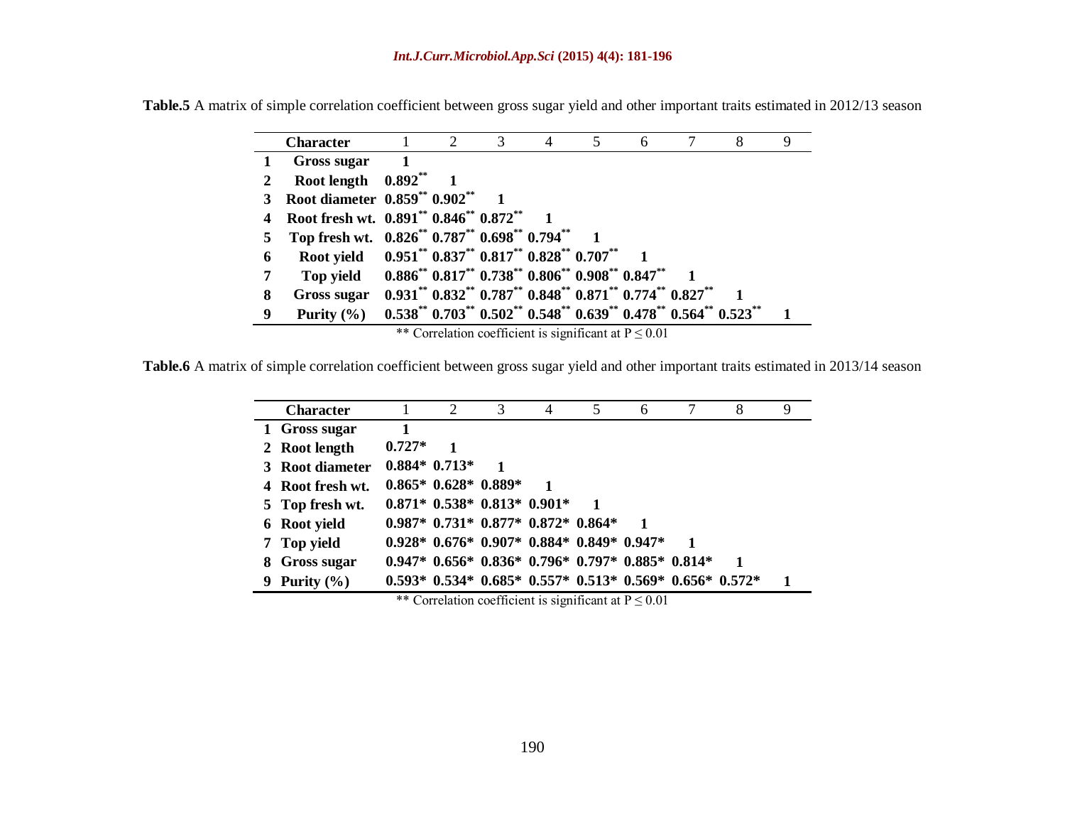**Table.5** A matrix of simple correlation coefficient between gross sugar yield and other important traits estimated in 2012/13 season

| | Character | 1 | 2 | 3 | 4 | 5 | 6 | 7 | 8 | 9 |
|---|---|---|---|---|---|---|---|---|---|---|
| 1 | **Gross sugar** | **1** | | | | | | | | |
| 2 | **Root length** | **0.892**** | **1** | | | | | | | |
| 3 | **Root diameter** | **0.859**** | **0.902**** | **1** | | | | | | |
| 4 | **Root fresh wt.** | **0.891**** | **0.846**** | **0.872**** | **1** | | | | | |
| 5 | **Top fresh wt.** | **0.826**** | **0.787**** | **0.698**** | **0.794**** | **1** | | | | |
| 6 | **Root yield** | **0.951**** | **0.837**** | **0.817**** | **0.828**** | **0.707**** | **1** | | | |
| 7 | **Top yield** | **0.886**** | **0.817**** | **0.738**** | **0.806**** | **0.908**** | **0.847**** | **1** | | |
| 8 | **Gross sugar** | **0.931**** | **0.832**** | **0.787**** | **0.848**** | **0.871**** | **0.774**** | **0.827**** | **1** | |
| 9 | **Purity (%)** | **0.538**** | **0.703**** | **0.502**** | **0.548**** | **0.639**** | **0.478**** | **0.564**** | **0.523**** | **1** |

** Correlation coefficient is significant at $P \leq 0.01$

**Table.6** A matrix of simple correlation coefficient between gross sugar yield and other important traits estimated in 2013/14 season

| | Character | 1 | 2 | 3 | 4 | 5 | 6 | 7 | 8 | 9 |
|---|---|---|---|---|---|---|---|---|---|---|
| 1 | **Gross sugar** | **1** | | | | | | | | |
| 2 | **Root length** | **0.727*** | **1** | | | | | | | |
| 3 | **Root diameter** | **0.884*** | **0.713*** | **1** | | | | | | |
| 4 | **Root fresh wt.** | **0.865*** | **0.628*** | **0.889*** | **1** | | | | | |
| 5 | **Top fresh wt.** | **0.871*** | **0.538*** | **0.813*** | **0.901*** | **1** | | | | |
| 6 | **Root yield** | **0.987*** | **0.731*** | **0.877*** | **0.872*** | **0.864*** | **1** | | | |
| 7 | **Top yield** | **0.928*** | **0.676*** | **0.907*** | **0.884*** | **0.849*** | **0.947*** | **1** | | |
| 8 | **Gross sugar** | **0.947*** | **0.656*** | **0.836*** | **0.796*** | **0.797*** | **0.885*** | **0.814*** | **1** | |
| 9 | **Purity (%)** | **0.593*** | **0.534*** | **0.685*** | **0.557*** | **0.513*** | **0.569*** | **0.656*** | **0.572*** | **1** |

** Correlation coefficient is significant at $P \leq 0.01$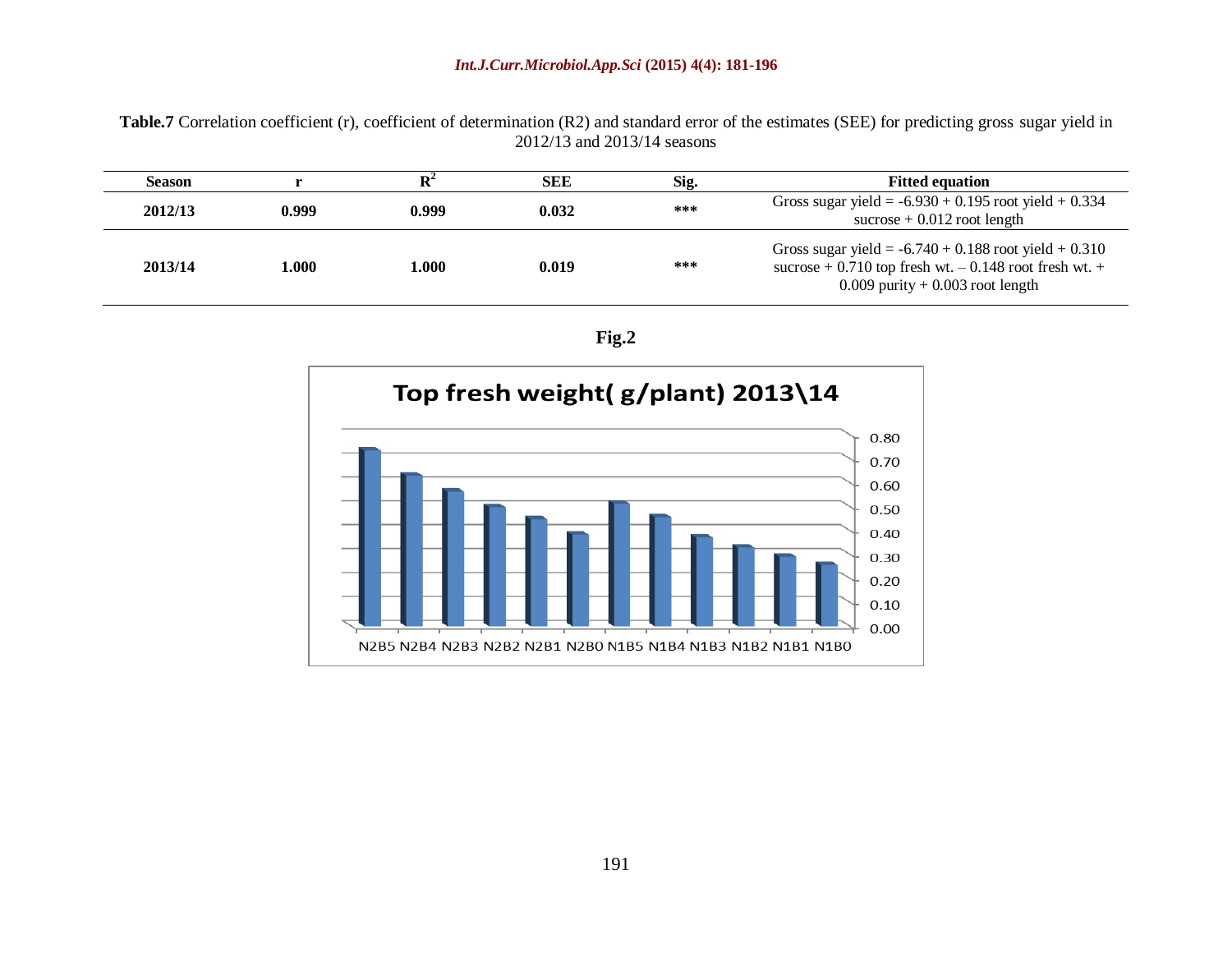**Table.7** Correlation coefficient (r), coefficient of determination (R2) and standard error of the estimates (SEE) for predicting gross sugar yield in 2012/13 and 2013/14 seasons

| Season | r | $R^2$ | SEE | Sig. | Fitted equation |
|---|---|---|---|---|---|
| **2012/13** | **0.999** | **0.999** | **0.032** | *** | Gross sugar yield = -6.930 + 0.195 root yield + 0.334 sucrose + 0.012 root length |
| **2013/14** | **1.000** | **1.000** | **0.019** | *** | Gross sugar yield = -6.740 + 0.188 root yield + 0.310 sucrose + 0.710 top fresh wt. – 0.148 root fresh wt. + 0.009 purity + 0.003 root length |

**Fig.2**

**Top fresh weight( g/plant) 2013\14**

| Treatment | N2B5 | N2B4 | N2B3 | N2B2 | N2B1 | N2B0 | N1B5 | N1B4 | N1B3 | N1B2 | N1B1 | N1B0 |
|---|---|---|---|---|---|---|---|---|---|---|---|---|
| Top fresh weight (approx.) | 0.73 | 0.63 | 0.56 | 0.50 | 0.45 | 0.38 | 0.51 | 0.46 | 0.37 | 0.33 | 0.29 | 0.26 |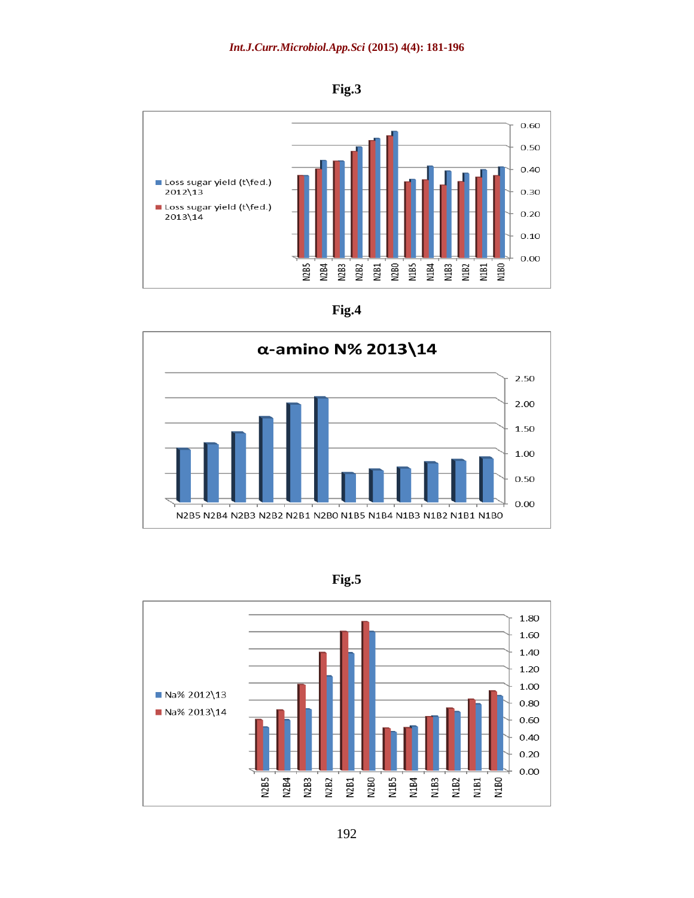**Fig.3**

Loss sugar yield (t\fed.) 2012\13

Loss sugar yield (t\fed.) 2013\14

N2B5 N2B4 N2B3 N2B2 N2B1 N2B0 N1B5 N1B4 N1B3 N1B2 N1B1 N1B0

**Fig.4**

α-amino N% 2013\14

N2B5 N2B4 N2B3 N2B2 N2B1 N2B0 N1B5 N1B4 N1B3 N1B2 N1B1 N1B0

**Fig.5**

Na% 2012\13

Na% 2013\14

N2B5 N2B4 N2B3 N2B2 N2B1 N2B0 N1B5 N1B4 N1B3 N1B2 N1B1 N1B0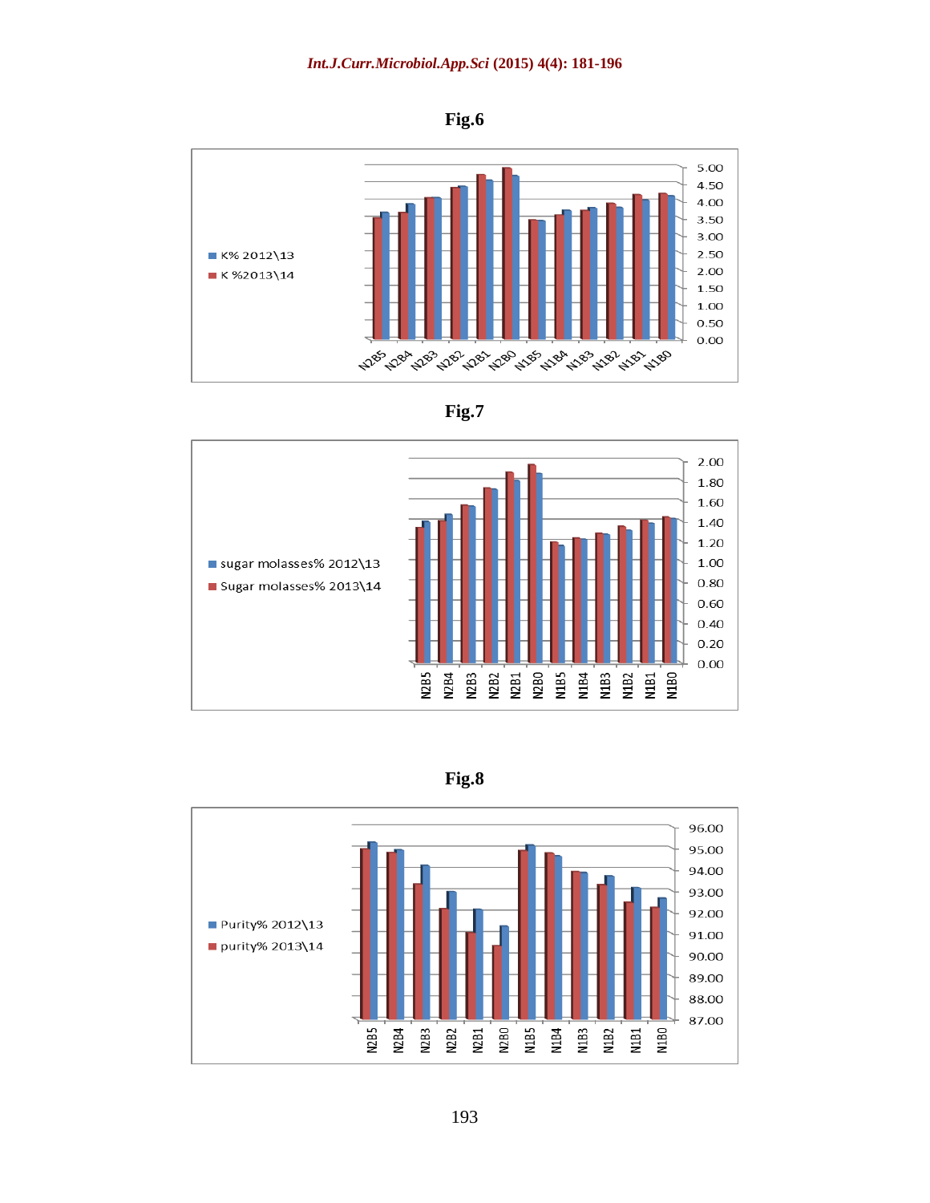**Fig.6**

**Fig.7**

**Fig.8**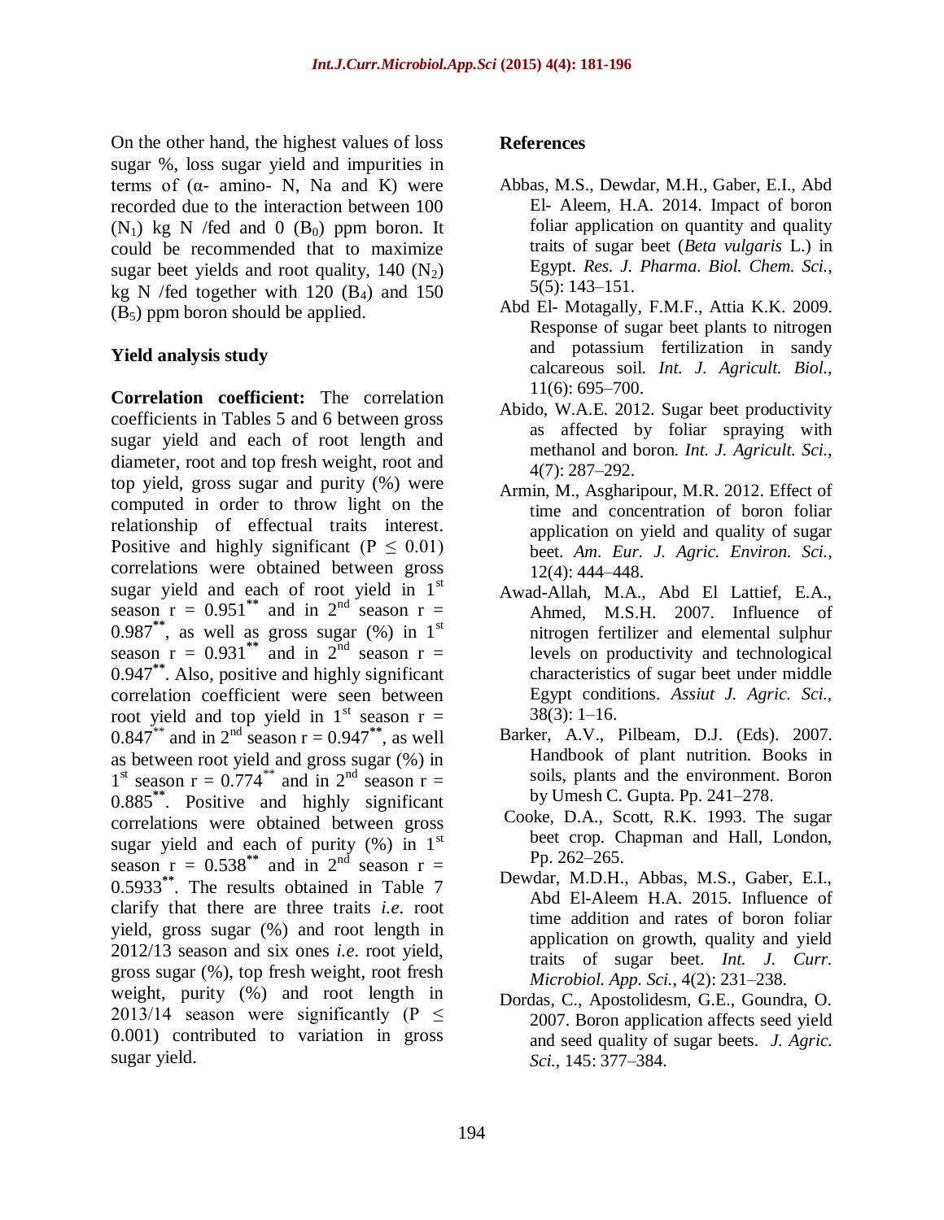On the other hand, the highest values of loss sugar %, loss sugar yield and impurities in terms of (α- amino- N, Na and K) were recorded due to the interaction between 100 ($N_1$) kg N /fed and 0 ($B_0$) ppm boron. It could be recommended that to maximize sugar beet yields and root quality, 140 ($N_2$) kg N /fed together with 120 ($B_4$) and 150 ($B_5$) ppm boron should be applied.

**Yield analysis study**

**Correlation coefficient:** The correlation coefficients in Tables 5 and 6 between gross sugar yield and each of root length and diameter, root and top fresh weight, root and top yield, gross sugar and purity (%) were computed in order to throw light on the relationship of effectual traits interest. Positive and highly significant ($P \leq 0.01$) correlations were obtained between gross sugar yield and each of root yield in 1st season $r = 0.951^{**}$ and in 2nd season $r = 0.987^{**}$, as well as gross sugar (%) in 1st season $r = 0.931^{**}$ and in 2nd season $r = 0.947^{**}$. Also, positive and highly significant correlation coefficient were seen between root yield and top yield in 1st season $r = 0.847^{**}$ and in 2nd season $r = 0.947^{**}$, as well as between root yield and gross sugar (%) in 1st season $r = 0.774^{**}$ and in 2nd season $r = 0.885^{**}$. Positive and highly significant correlations were obtained between gross sugar yield and each of purity (%) in 1st season $r = 0.538^{**}$ and in 2nd season $r = 0.5933^{**}$. The results obtained in Table 7 clarify that there are three traits *i.e*. root yield, gross sugar (%) and root length in 2012/13 season and six ones *i.e*. root yield, gross sugar (%), top fresh weight, root fresh weight, purity (%) and root length in 2013/14 season were significantly ($P \leq 0.001$) contributed to variation in gross sugar yield.

**References**

Abbas, M.S., Dewdar, M.H., Gaber, E.I., Abd El- Aleem, H.A. 2014. Impact of boron foliar application on quantity and quality traits of sugar beet (*Beta vulgaris* L.) in Egypt. *Res. J. Pharma. Biol. Chem. Sci.,* 5(5): 143–151.

Abd El- Motagally, F.M.F., Attia K.K. 2009. Response of sugar beet plants to nitrogen and potassium fertilization in sandy calcareous soil. *Int. J. Agricult. Biol.,* 11(6): 695–700.

Abido, W.A.E. 2012. Sugar beet productivity as affected by foliar spraying with methanol and boron. *Int. J. Agricult. Sci.,* 4(7): 287–292.

Armin, M., Asgharipour, M.R. 2012. Effect of time and concentration of boron foliar application on yield and quality of sugar beet. *Am. Eur. J. Agric. Environ. Sci.,* 12(4): 444–448.

Awad-Allah, M.A., Abd El Lattief, E.A., Ahmed, M.S.H. 2007. Influence of nitrogen fertilizer and elemental sulphur levels on productivity and technological characteristics of sugar beet under middle Egypt conditions. *Assiut J. Agric. Sci.,* 38(3): 1–16.

Barker, A.V., Pilbeam, D.J. (Eds). 2007. Handbook of plant nutrition. Books in soils, plants and the environment. Boron by Umesh C. Gupta. Pp. 241–278.

Cooke, D.A., Scott, R.K. 1993. The sugar beet crop. Chapman and Hall, London, Pp. 262–265.

Dewdar, M.D.H., Abbas, M.S., Gaber, E.I., Abd El-Aleem H.A. 2015. Influence of time addition and rates of boron foliar application on growth, quality and yield traits of sugar beet. *Int. J. Curr. Microbiol. App. Sci.,* 4(2): 231–238.

Dordas, C., Apostolidesm, G.E., Goundra, O. 2007. Boron application affects seed yield and seed quality of sugar beets. *J. Agric. Sci.,* 145: 377–384.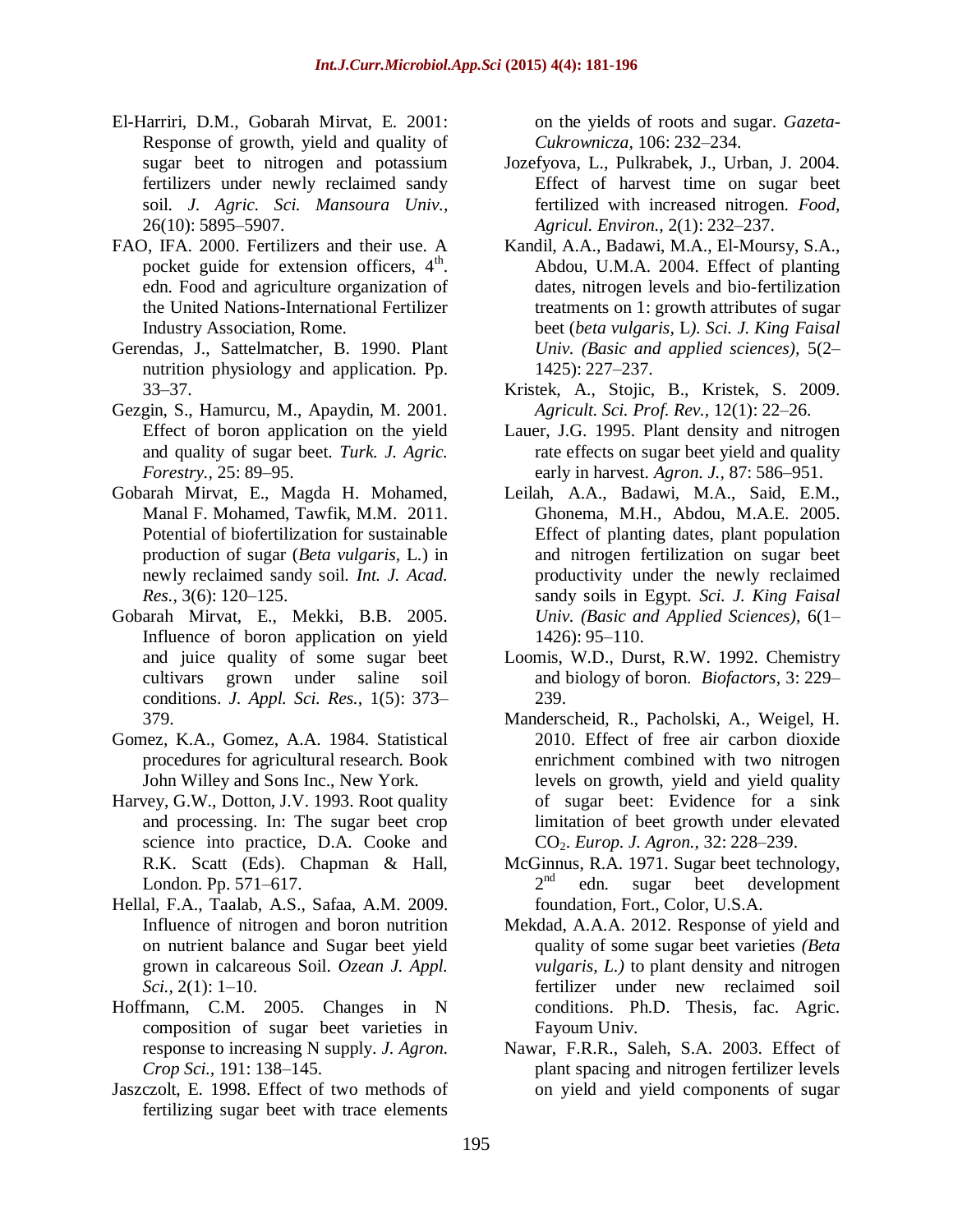El-Harriri, D.M., Gobarah Mirvat, E. 2001: Response of growth, yield and quality of sugar beet to nitrogen and potassium fertilizers under newly reclaimed sandy soil. *J. Agric. Sci. Mansoura Univ.,* 26(10): 5895–5907.

FAO, IFA. 2000. Fertilizers and their use. A pocket guide for extension officers, 4[th]. edn. Food and agriculture organization of the United Nations-International Fertilizer Industry Association, Rome.

Gerendas, J., Sattelmatcher, B. 1990. Plant nutrition physiology and application. Pp. 33–37.

Gezgin, S., Hamurcu, M., Apaydin, M. 2001. Effect of boron application on the yield and quality of sugar beet. *Turk. J. Agric. Forestry.,* 25: 89–95.

Gobarah Mirvat, E., Magda H. Mohamed, Manal F. Mohamed, Tawfik, M.M. 2011. Potential of biofertilization for sustainable production of sugar (*Beta vulgaris*, L.) in newly reclaimed sandy soil. *Int. J. Acad. Res.,* 3(6): 120–125.

Gobarah Mirvat, E., Mekki, B.B. 2005. Influence of boron application on yield and juice quality of some sugar beet cultivars grown under saline soil conditions. *J. Appl. Sci. Res.,* 1(5): 373–379.

Gomez, K.A., Gomez, A.A. 1984. Statistical procedures for agricultural research. Book John Willey and Sons Inc., New York.

Harvey, G.W., Dotton, J.V. 1993. Root quality and processing. In: The sugar beet crop science into practice, D.A. Cooke and R.K. Scatt (Eds). Chapman & Hall, London. Pp. 571–617.

Hellal, F.A., Taalab, A.S., Safaa, A.M. 2009. Influence of nitrogen and boron nutrition on nutrient balance and Sugar beet yield grown in calcareous Soil. *Ozean J. Appl. Sci.,* 2(1): 1–10.

Hoffmann, C.M. 2005. Changes in N composition of sugar beet varieties in response to increasing N supply. *J. Agron. Crop Sci.,* 191: 138–145.

Jaszczolt, E. 1998. Effect of two methods of fertilizing sugar beet with trace elements on the yields of roots and sugar. *Gazeta-Cukrownicza*, 106: 232–234.

Jozefyova, L., Pulkrabek, J., Urban, J. 2004. Effect of harvest time on sugar beet fertilized with increased nitrogen. *Food, Agricul. Environ.,* 2(1): 232–237.

Kandil, A.A., Badawi, M.A., El-Moursy, S.A., Abdou, U.M.A. 2004. Effect of planting dates, nitrogen levels and bio-fertilization treatments on 1: growth attributes of sugar beet (*beta vulgaris*, L*). Sci. J. King Faisal Univ. (Basic and applied sciences),* 5(2–1425): 227–237.

Kristek, A., Stojic, B., Kristek, S. 2009. *Agricult. Sci. Prof. Rev.,* 12(1): 22–26.

Lauer, J.G. 1995. Plant density and nitrogen rate effects on sugar beet yield and quality early in harvest. *Agron. J.,* 87: 586–951.

Leilah, A.A., Badawi, M.A., Said, E.M., Ghonema, M.H., Abdou, M.A.E. 2005. Effect of planting dates, plant population and nitrogen fertilization on sugar beet productivity under the newly reclaimed sandy soils in Egypt. *Sci. J. King Faisal Univ. (Basic and Applied Sciences),* 6(1–1426): 95–110.

Loomis, W.D., Durst, R.W. 1992. Chemistry and biology of boron. *Biofactors,* 3: 229–239.

Manderscheid, R., Pacholski, A., Weigel, H. 2010. Effect of free air carbon dioxide enrichment combined with two nitrogen levels on growth, yield and yield quality of sugar beet: Evidence for a sink limitation of beet growth under elevated $CO_2$. *Europ. J. Agron.,* 32: 228–239.

McGinnus, R.A. 1971. Sugar beet technology, 2[nd] edn. sugar beet development foundation, Fort., Color, U.S.A.

Mekdad, A.A.A. 2012. Response of yield and quality of some sugar beet varieties *(Beta vulgaris, L.)* to plant density and nitrogen fertilizer under new reclaimed soil conditions. Ph.D. Thesis, fac. Agric. Fayoum Univ.

Nawar, F.R.R., Saleh, S.A. 2003. Effect of plant spacing and nitrogen fertilizer levels on yield and yield components of sugar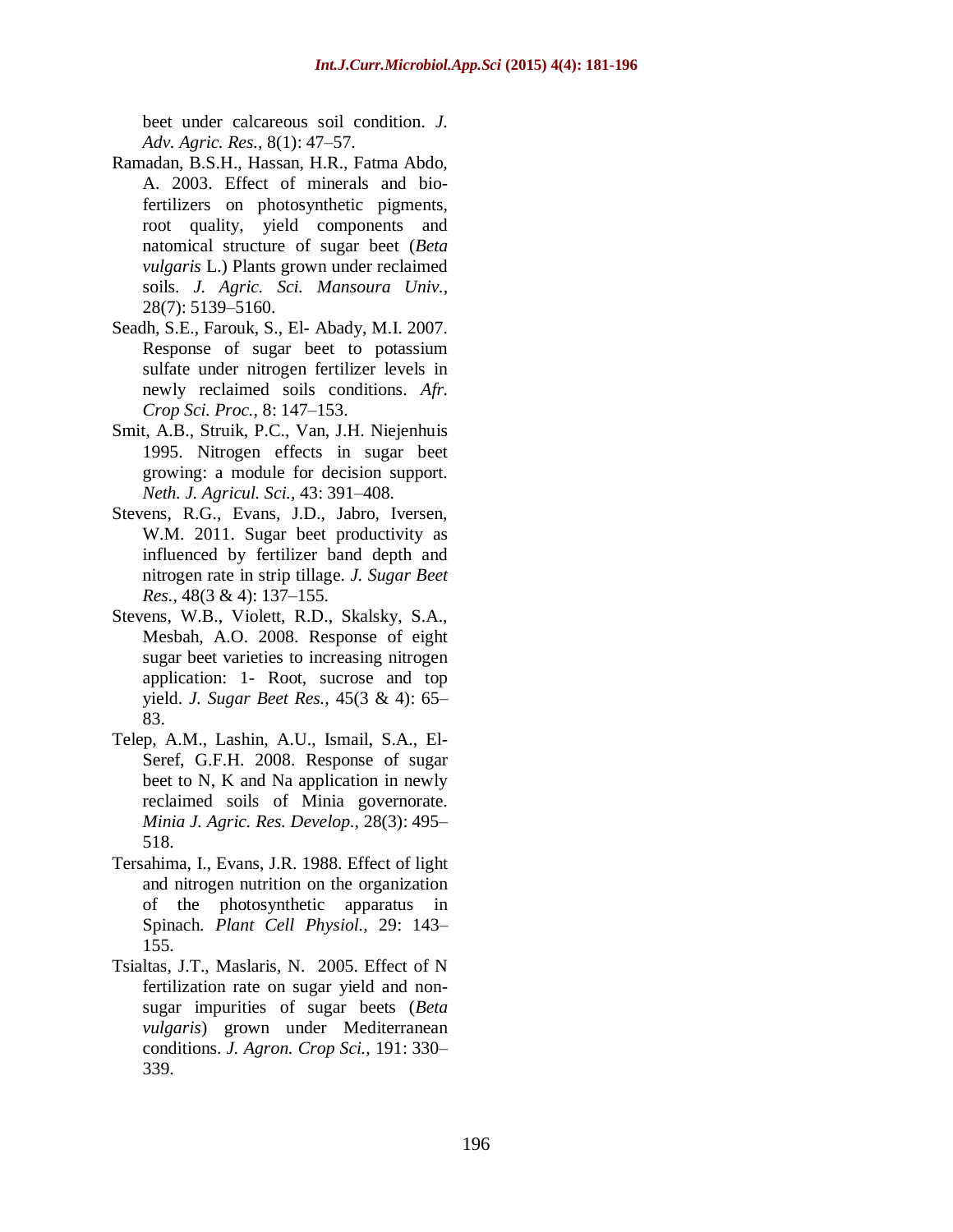beet under calcareous soil condition. *J. Adv. Agric. Res.*, 8(1): 47–57.

Ramadan, B.S.H., Hassan, H.R., Fatma Abdo, A. 2003. Effect of minerals and bio-fertilizers on photosynthetic pigments, root quality, yield components and natomical structure of sugar beet (*Beta vulgaris* L.) Plants grown under reclaimed soils. *J. Agric. Sci. Mansoura Univ.*, 28(7): 5139–5160.

Seadh, S.E., Farouk, S., El- Abady, M.I. 2007. Response of sugar beet to potassium sulfate under nitrogen fertilizer levels in newly reclaimed soils conditions. *Afr. Crop Sci. Proc.*, 8: 147–153.

Smit, A.B., Struik, P.C., Van, J.H. Niejenhuis 1995. Nitrogen effects in sugar beet growing: a module for decision support. *Neth. J. Agricul. Sci.*, 43: 391–408.

Stevens, R.G., Evans, J.D., Jabro, Iversen, W.M. 2011. Sugar beet productivity as influenced by fertilizer band depth and nitrogen rate in strip tillage. *J. Sugar Beet Res.*, 48(3 & 4): 137–155.

Stevens, W.B., Violett, R.D., Skalsky, S.A., Mesbah, A.O. 2008. Response of eight sugar beet varieties to increasing nitrogen application: 1- Root, sucrose and top yield. *J. Sugar Beet Res.*, 45(3 & 4): 65–83.

Telep, A.M., Lashin, A.U., Ismail, S.A., El-Seref, G.F.H. 2008. Response of sugar beet to N, K and Na application in newly reclaimed soils of Minia governorate. *Minia J. Agric. Res. Develop.*, 28(3): 495–518.

Tersahima, I., Evans, J.R. 1988. Effect of light and nitrogen nutrition on the organization of the photosynthetic apparatus in Spinach. *Plant Cell Physiol.*, 29: 143–155.

Tsialtas, J.T., Maslaris, N. 2005. Effect of N fertilization rate on sugar yield and non-sugar impurities of sugar beets (*Beta vulgaris*) grown under Mediterranean conditions. *J. Agron. Crop Sci.*, 191: 330–339.